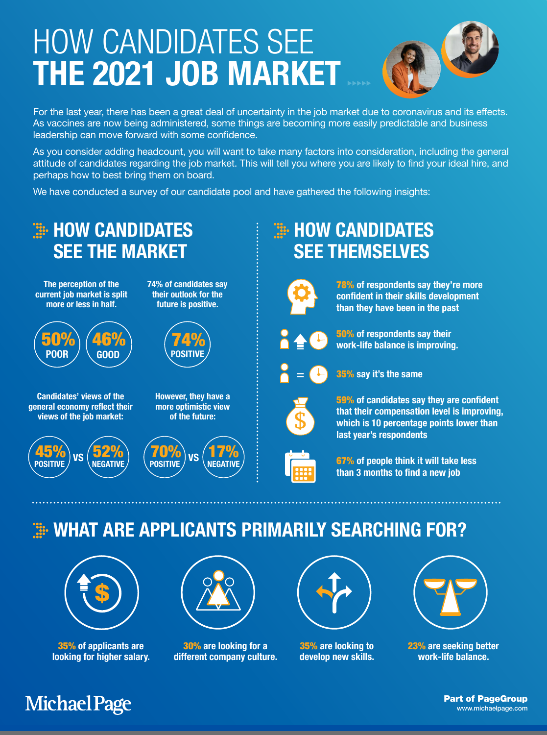# HOW CANDIDATES SEE **THE 2021 JOB MARKET**

For the last year, there has been a great deal of uncertainty in the job market due to coronavirus and its effects. As vaccines are now being administered, some things are becoming more easily predictable and business leadership can move forward with some confidence.

As you consider adding headcount, you will want to take many factors into consideration, including the general attitude of candidates regarding the job market. This will tell you where you are likely to find your ideal hire, and perhaps how to best bring them on board.

We have conducted a survey of our candidate pool and have gathered the following insights:

## HOW CANDIDATES SEE THE MARKET

**The perception of the current job market is split more or less in half.**

**50%** POOR | **46%** GOOD

**74% of candidates say their outlook for the future is positive.**

**74%** POSITIVE

**Candidates' views of the general economy reflect their views of the job market:**

**45%** POSITIVE VS **52%** NEGATIVE

**However, they have a more optimistic view of the future:**

**70%** POSITIVE VS **17%** NEGATIVE

## HOW CANDIDATES SEE THEMSELVES

**78%** of respondents say they're more confident in their skills development than they have been in the past

**50%** of respondents say their work-life balance is improving.

**35%** say it's the same

**59%** of candidates say they are confident that their compensation level is improving, which is 10 percentage points lower than last year's respondents

**67%** of people think it will take less than 3 months to find a new job

## WHAT ARE APPLICANTS PRIMARILY SEARCHING FOR?

**35%** of applicants are looking for higher salary.

**30%** are looking for a different company culture.

**35%** are looking to develop new skills.

**23%** are seeking better work-life balance.

MichaelPage

**Part of PageGroup**
www.michaelpage.com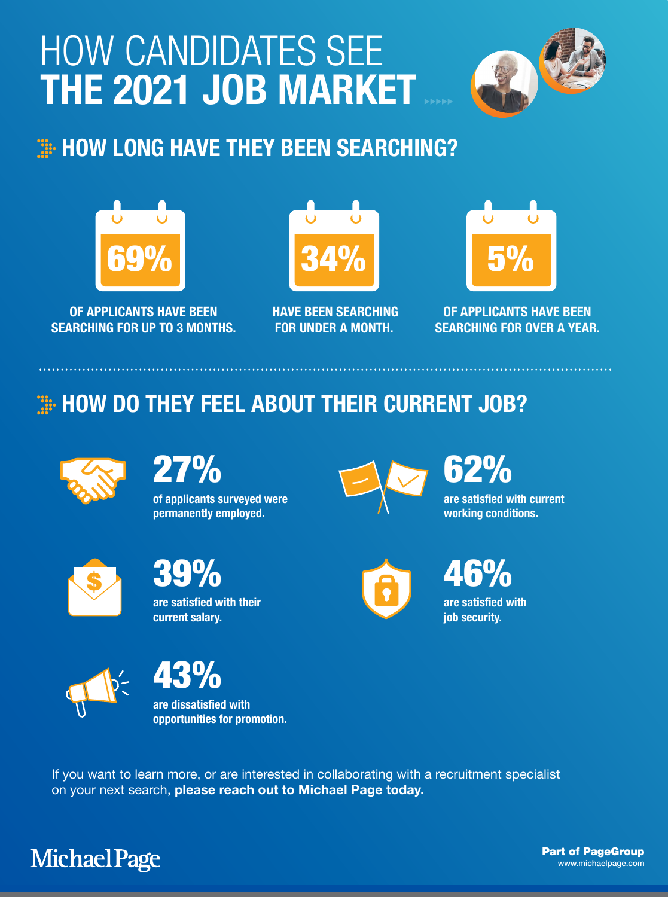# HOW CANDIDATES SEE **THE 2021 JOB MARKET**

## HOW LONG HAVE THEY BEEN SEARCHING?

**69%**

OF APPLICANTS HAVE BEEN SEARCHING FOR UP TO 3 MONTHS.

**34%**

HAVE BEEN SEARCHING FOR UNDER A MONTH.

**5%**

OF APPLICANTS HAVE BEEN SEARCHING FOR OVER A YEAR.

## HOW DO THEY FEEL ABOUT THEIR CURRENT JOB?

**27%**

of applicants surveyed were permanently employed.

**62%**

are satisfied with current working conditions.

**39%**

are satisfied with their current salary.

**46%**

are satisfied with job security.

**43%**

are dissatisfied with opportunities for promotion.

If you want to learn more, or are interested in collaborating with a recruitment specialist on your next search, **please reach out to Michael Page today.**

Michael Page

**Part of PageGroup**
www.michaelpage.com